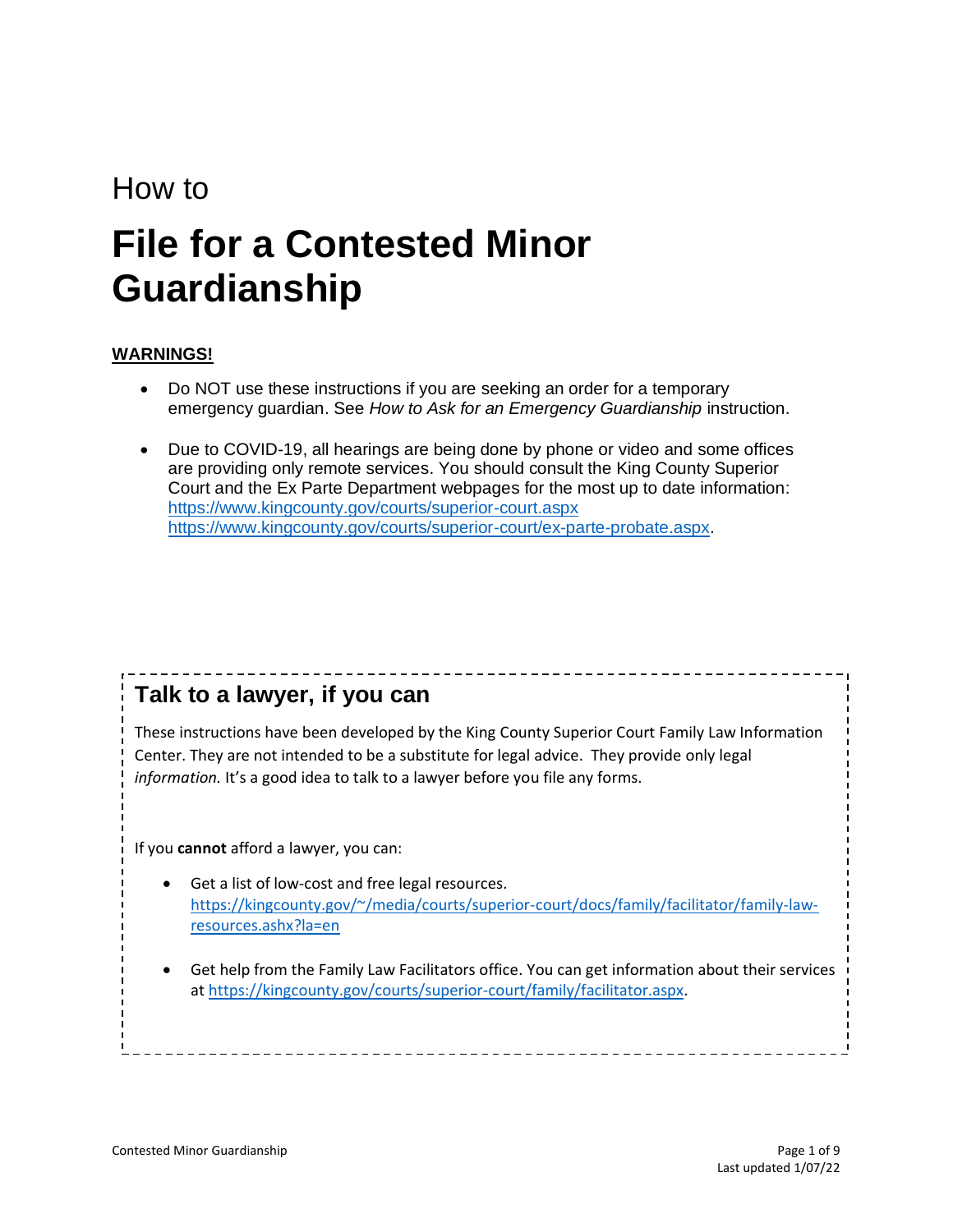How to

# File for a Contested Minor Guardianship

**WARNINGS!**

- Do NOT use these instructions if you are seeking an order for a temporary emergency guardian. See *How to Ask for an Emergency Guardianship* instruction.

- Due to COVID-19, all hearings are being done by phone or video and some offices are providing only remote services. You should consult the King County Superior Court and the Ex Parte Department webpages for the most up to date information: https://www.kingcounty.gov/courts/superior-court.aspx https://www.kingcounty.gov/courts/superior-court/ex-parte-probate.aspx.

## Talk to a lawyer, if you can

These instructions have been developed by the King County Superior Court Family Law Information Center. They are not intended to be a substitute for legal advice. They provide only legal *information.* It's a good idea to talk to a lawyer before you file any forms.

If you **cannot** afford a lawyer, you can:

- Get a list of low-cost and free legal resources. https://kingcounty.gov/~/media/courts/superior-court/docs/family/facilitator/family-law-resources.ashx?la=en

- Get help from the Family Law Facilitators office. You can get information about their services at https://kingcounty.gov/courts/superior-court/family/facilitator.aspx.

Last updated 1/07/22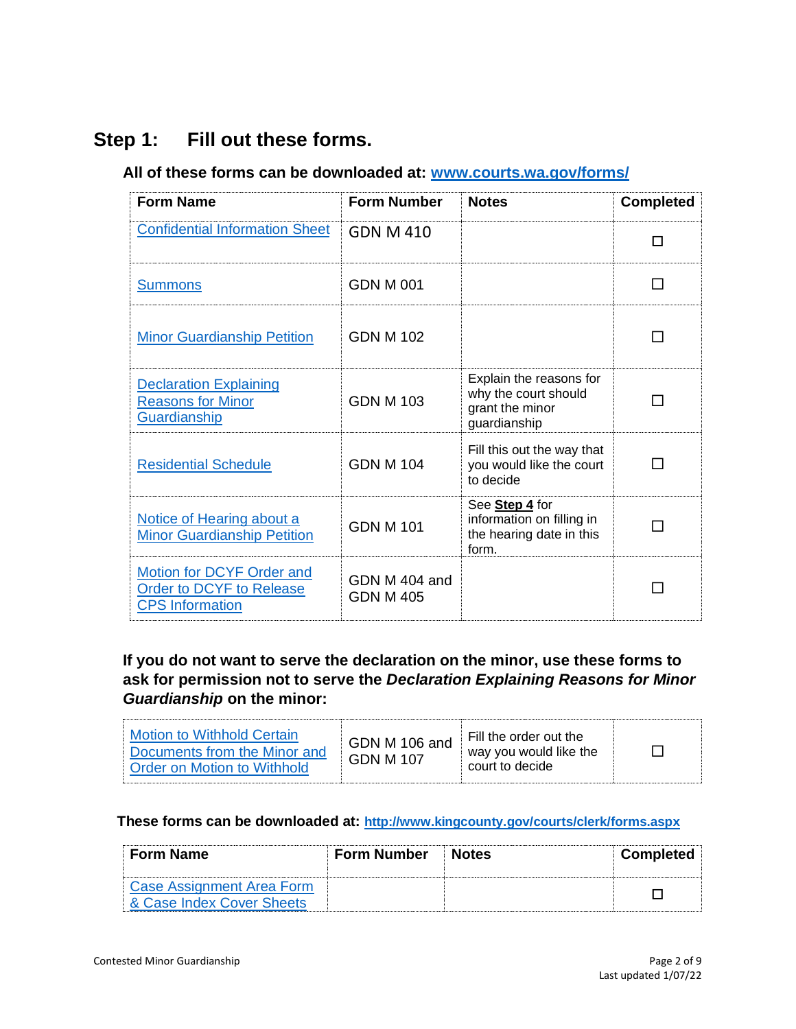## Step 1: Fill out these forms.

**All of these forms can be downloaded at: www.courts.wa.gov/forms/**

| Form Name | Form Number | Notes | Completed |
|---|---|---|---|
| Confidential Information Sheet | GDN M 410 | | ☐ |
| Summons | GDN M 001 | | ☐ |
| Minor Guardianship Petition | GDN M 102 | | ☐ |
| Declaration Explaining Reasons for Minor Guardianship | GDN M 103 | Explain the reasons for why the court should grant the minor guardianship | ☐ |
| Residential Schedule | GDN M 104 | Fill this out the way that you would like the court to decide | ☐ |
| Notice of Hearing about a Minor Guardianship Petition | GDN M 101 | See **Step 4** for information on filling in the hearing date in this form. | ☐ |
| Motion for DCYF Order and Order to DCYF to Release CPS Information | GDN M 404 and GDN M 405 | | ☐ |

**If you do not want to serve the declaration on the minor, use these forms to ask for permission not to serve the *Declaration Explaining Reasons for Minor Guardianship* on the minor:**

| Form Name | Form Number | Notes | Completed |
|---|---|---|---|
| Motion to Withhold Certain Documents from the Minor and Order on Motion to Withhold | GDN M 106 and GDN M 107 | Fill the order out the way you would like the court to decide | ☐ |

**These forms can be downloaded at: http://www.kingcounty.gov/courts/clerk/forms.aspx**

| Form Name | Form Number | Notes | Completed |
|---|---|---|---|
| Case Assignment Area Form & Case Index Cover Sheets | | | ☐ |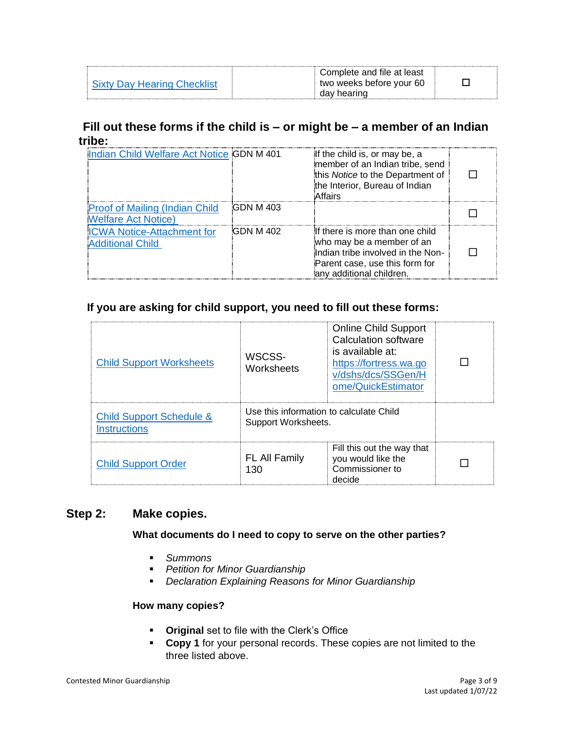| Sixty Day Hearing Checklist | | Complete and file at least two weeks before your 60 day hearing | ☐ |
|---|---|---|---|

### Fill out these forms if the child is – or might be – a member of an Indian tribe:

| Indian Child Welfare Act Notice | GDN M 401 | If the child is, or may be, a member of an Indian tribe, send this *Notice* to the Department of the Interior, Bureau of Indian Affairs | ☐ |
|---|---|---|---|
| Proof of Mailing (Indian Child Welfare Act Notice) | GDN M 403 | | ☐ |
| ICWA Notice-Attachment for Additional Child | GDN M 402 | If there is more than one child who may be a member of an Indian tribe involved in the Non-Parent case, use this form for any additional children. | ☐ |

### If you are asking for child support, you need to fill out these forms:

| Child Support Worksheets | WSCSS-Worksheets | Online Child Support Calculation software is available at: https://fortress.wa.gov/dshs/dcs/SSGen/Home/QuickEstimator | ☐ |
|---|---|---|---|
| Child Support Schedule & Instructions | Use this information to calculate Child Support Worksheets. | | |
| Child Support Order | FL All Family 130 | Fill this out the way that you would like the Commissioner to decide | ☐ |

## Step 2: Make copies.

**What documents do I need to copy to serve on the other parties?**

- *Summons*
- *Petition for Minor Guardianship*
- *Declaration Explaining Reasons for Minor Guardianship*

**How many copies?**

- **Original** set to file with the Clerk's Office
- **Copy 1** for your personal records. These copies are not limited to the three listed above.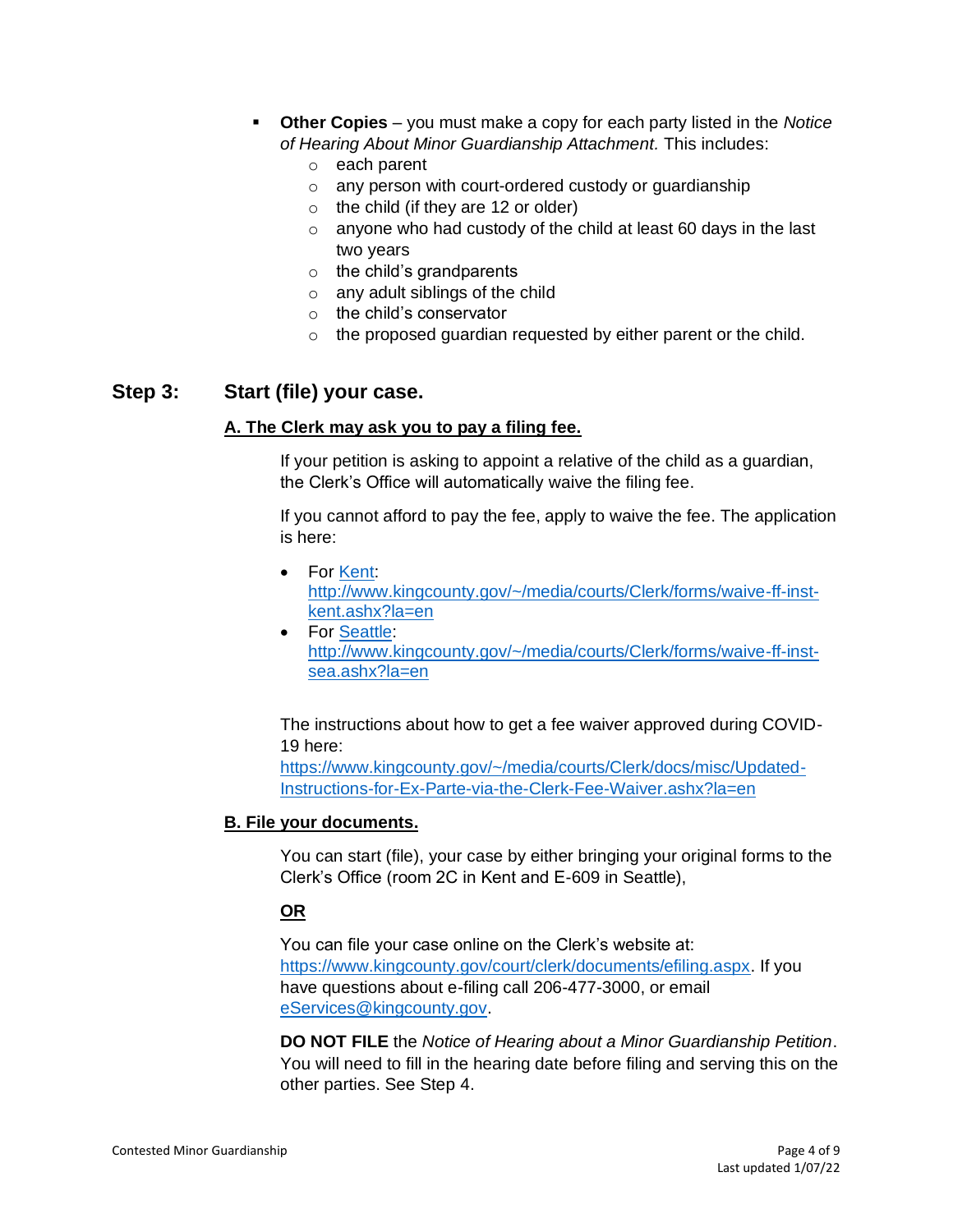- **Other Copies** – you must make a copy for each party listed in the *Notice of Hearing About Minor Guardianship Attachment.* This includes:
  - each parent
  - any person with court-ordered custody or guardianship
  - the child (if they are 12 or older)
  - anyone who had custody of the child at least 60 days in the last two years
  - the child's grandparents
  - any adult siblings of the child
  - the child's conservator
  - the proposed guardian requested by either parent or the child.

## Step 3: Start (file) your case.

### A. The Clerk may ask you to pay a filing fee.

If your petition is asking to appoint a relative of the child as a guardian, the Clerk's Office will automatically waive the filing fee.

If you cannot afford to pay the fee, apply to waive the fee. The application is here:

- For Kent: http://www.kingcounty.gov/~/media/courts/Clerk/forms/waive-ff-inst-kent.ashx?la=en
- For Seattle: http://www.kingcounty.gov/~/media/courts/Clerk/forms/waive-ff-inst-sea.ashx?la=en

The instructions about how to get a fee waiver approved during COVID-19 here: https://www.kingcounty.gov/~/media/courts/Clerk/docs/misc/Updated-Instructions-for-Ex-Parte-via-the-Clerk-Fee-Waiver.ashx?la=en

### B. File your documents.

You can start (file), your case by either bringing your original forms to the Clerk's Office (room 2C in Kent and E-609 in Seattle),

**OR**

You can file your case online on the Clerk's website at: https://www.kingcounty.gov/court/clerk/documents/efiling.aspx. If you have questions about e-filing call 206-477-3000, or email eServices@kingcounty.gov.

**DO NOT FILE** the *Notice of Hearing about a Minor Guardianship Petition*. You will need to fill in the hearing date before filing and serving this on the other parties. See Step 4.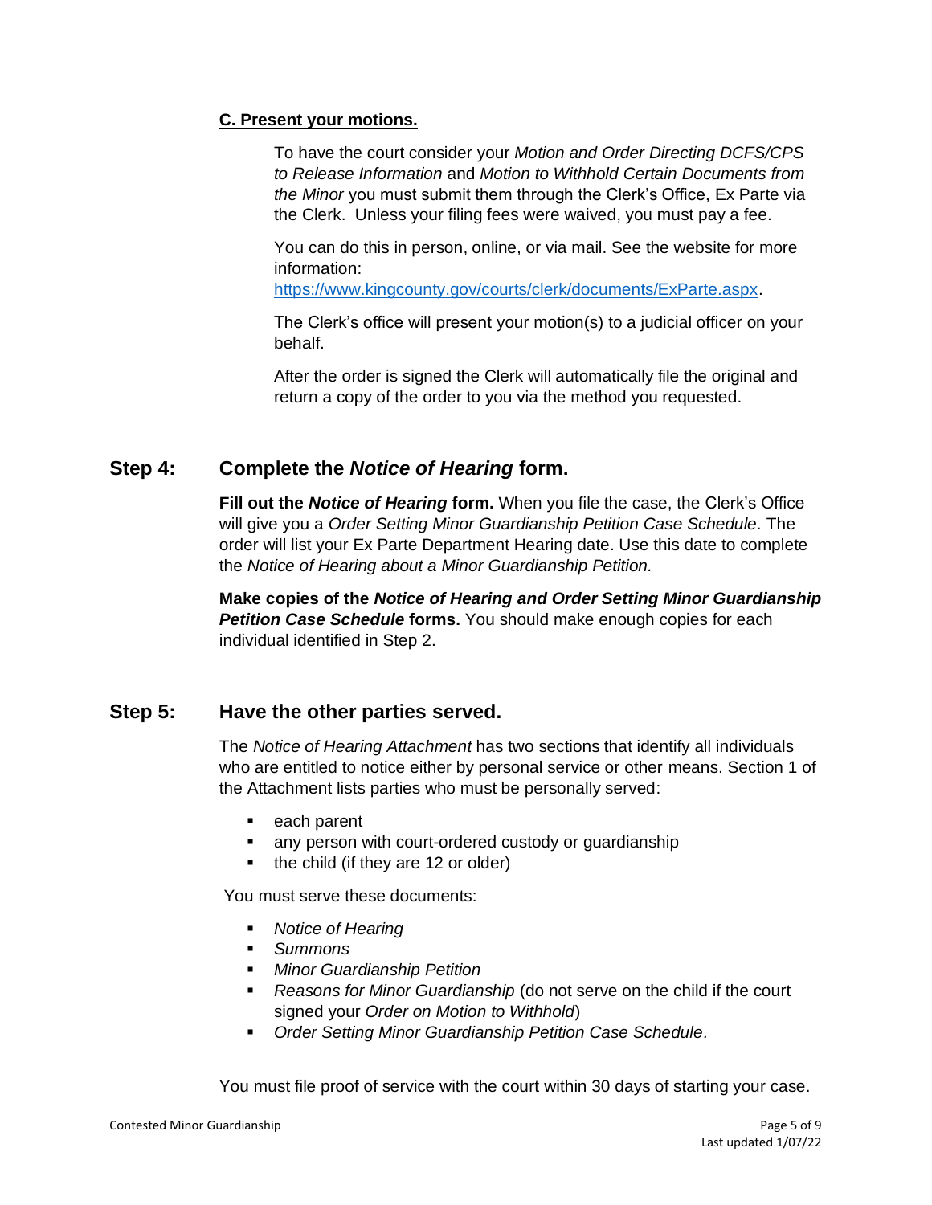### C. Present your motions.

To have the court consider your *Motion and Order Directing DCFS/CPS to Release Information* and *Motion to Withhold Certain Documents from the Minor* you must submit them through the Clerk's Office, Ex Parte via the Clerk. Unless your filing fees were waived, you must pay a fee.

You can do this in person, online, or via mail. See the website for more information: https://www.kingcounty.gov/courts/clerk/documents/ExParte.aspx.

The Clerk's office will present your motion(s) to a judicial officer on your behalf.

After the order is signed the Clerk will automatically file the original and return a copy of the order to you via the method you requested.

## Step 4: Complete the *Notice of Hearing* form.

**Fill out the *Notice of Hearing* form.** When you file the case, the Clerk's Office will give you a *Order Setting Minor Guardianship Petition Case Schedule.* The order will list your Ex Parte Department Hearing date. Use this date to complete the *Notice of Hearing about a Minor Guardianship Petition.*

**Make copies of the *Notice of Hearing and Order Setting Minor Guardianship Petition Case Schedule* forms.** You should make enough copies for each individual identified in Step 2.

## Step 5: Have the other parties served.

The *Notice of Hearing Attachment* has two sections that identify all individuals who are entitled to notice either by personal service or other means. Section 1 of the Attachment lists parties who must be personally served:

- each parent
- any person with court-ordered custody or guardianship
- the child (if they are 12 or older)

You must serve these documents:

- *Notice of Hearing*
- *Summons*
- *Minor Guardianship Petition*
- *Reasons for Minor Guardianship* (do not serve on the child if the court signed your *Order on Motion to Withhold*)
- *Order Setting Minor Guardianship Petition Case Schedule.*

You must file proof of service with the court within 30 days of starting your case.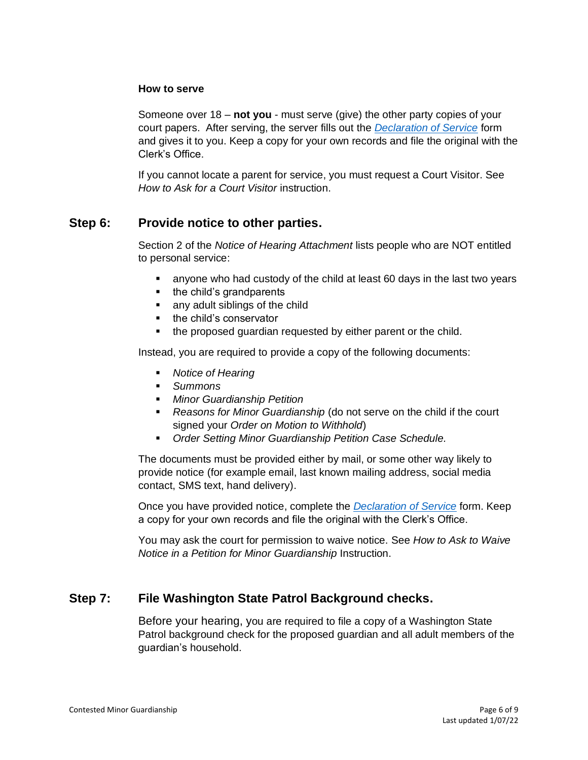**How to serve**

Someone over 18 – **not you** - must serve (give) the other party copies of your court papers. After serving, the server fills out the *Declaration of Service* form and gives it to you. Keep a copy for your own records and file the original with the Clerk's Office.

If you cannot locate a parent for service, you must request a Court Visitor. See *How to Ask for a Court Visitor* instruction.

## Step 6: Provide notice to other parties.

Section 2 of the *Notice of Hearing Attachment* lists people who are NOT entitled to personal service:

- anyone who had custody of the child at least 60 days in the last two years
- the child's grandparents
- any adult siblings of the child
- the child's conservator
- the proposed guardian requested by either parent or the child.

Instead, you are required to provide a copy of the following documents:

- *Notice of Hearing*
- *Summons*
- *Minor Guardianship Petition*
- *Reasons for Minor Guardianship* (do not serve on the child if the court signed your *Order on Motion to Withhold*)
- *Order Setting Minor Guardianship Petition Case Schedule.*

The documents must be provided either by mail, or some other way likely to provide notice (for example email, last known mailing address, social media contact, SMS text, hand delivery).

Once you have provided notice, complete the *Declaration of Service* form. Keep a copy for your own records and file the original with the Clerk's Office.

You may ask the court for permission to waive notice. See *How to Ask to Waive Notice in a Petition for Minor Guardianship* Instruction.

## Step 7: File Washington State Patrol Background checks.

Before your hearing, you are required to file a copy of a Washington State Patrol background check for the proposed guardian and all adult members of the guardian's household.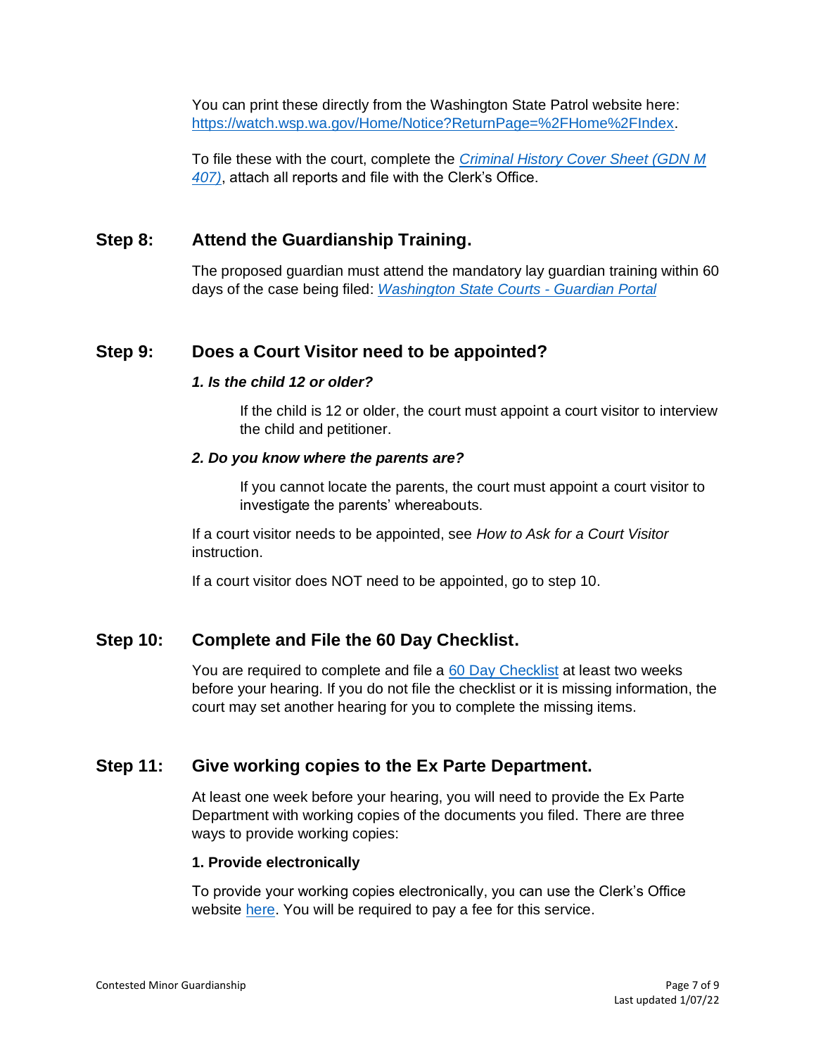You can print these directly from the Washington State Patrol website here: [https://watch.wsp.wa.gov/Home/Notice?ReturnPage=%2FHome%2FIndex](https://watch.wsp.wa.gov/Home/Notice?ReturnPage=%2FHome%2FIndex).

To file these with the court, complete the *Criminal History Cover Sheet (GDN M 407)*, attach all reports and file with the Clerk's Office.

## Step 8: Attend the Guardianship Training.

The proposed guardian must attend the mandatory lay guardian training within 60 days of the case being filed: *Washington State Courts - Guardian Portal*

## Step 9: Does a Court Visitor need to be appointed?

***1. Is the child 12 or older?***

If the child is 12 or older, the court must appoint a court visitor to interview the child and petitioner.

***2. Do you know where the parents are?***

If you cannot locate the parents, the court must appoint a court visitor to investigate the parents' whereabouts.

If a court visitor needs to be appointed, see *How to Ask for a Court Visitor* instruction.

If a court visitor does NOT need to be appointed, go to step 10.

## Step 10: Complete and File the 60 Day Checklist.

You are required to complete and file a 60 Day Checklist at least two weeks before your hearing. If you do not file the checklist or it is missing information, the court may set another hearing for you to complete the missing items.

## Step 11: Give working copies to the Ex Parte Department.

At least one week before your hearing, you will need to provide the Ex Parte Department with working copies of the documents you filed. There are three ways to provide working copies:

**1. Provide electronically**

To provide your working copies electronically, you can use the Clerk's Office website here. You will be required to pay a fee for this service.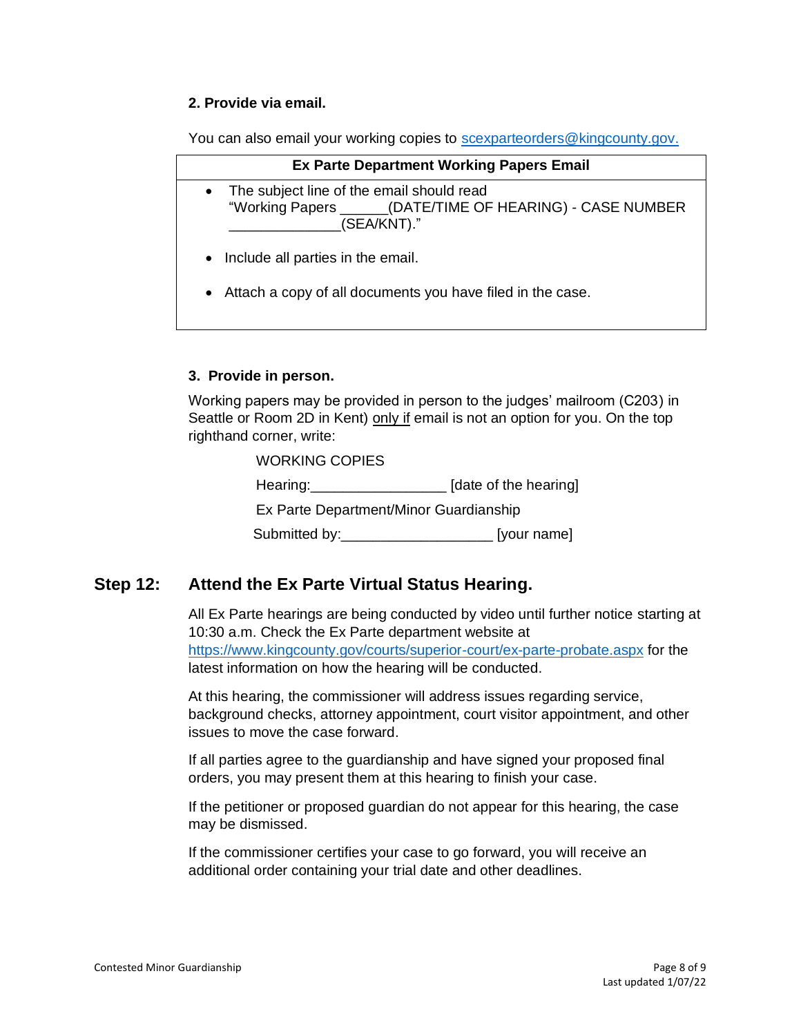**2. Provide via email.**

You can also email your working copies to scexparteorders@kingcounty.gov.

| Ex Parte Department Working Papers Email |
|---|
| • The subject line of the email should read "Working Papers ______(DATE/TIME OF HEARING) - CASE NUMBER ______________(SEA/KNT)." <br> • Include all parties in the email. <br> • Attach a copy of all documents you have filed in the case. |

**3. Provide in person.**

Working papers may be provided in person to the judges' mailroom (C203) in Seattle or Room 2D in Kent) only if email is not an option for you. On the top righthand corner, write:

WORKING COPIES

Hearing:_________________ [date of the hearing]

Ex Parte Department/Minor Guardianship

Submitted by:___________________ [your name]

## Step 12: Attend the Ex Parte Virtual Status Hearing.

All Ex Parte hearings are being conducted by video until further notice starting at 10:30 a.m. Check the Ex Parte department website at https://www.kingcounty.gov/courts/superior-court/ex-parte-probate.aspx for the latest information on how the hearing will be conducted.

At this hearing, the commissioner will address issues regarding service, background checks, attorney appointment, court visitor appointment, and other issues to move the case forward.

If all parties agree to the guardianship and have signed your proposed final orders, you may present them at this hearing to finish your case.

If the petitioner or proposed guardian do not appear for this hearing, the case may be dismissed.

If the commissioner certifies your case to go forward, you will receive an additional order containing your trial date and other deadlines.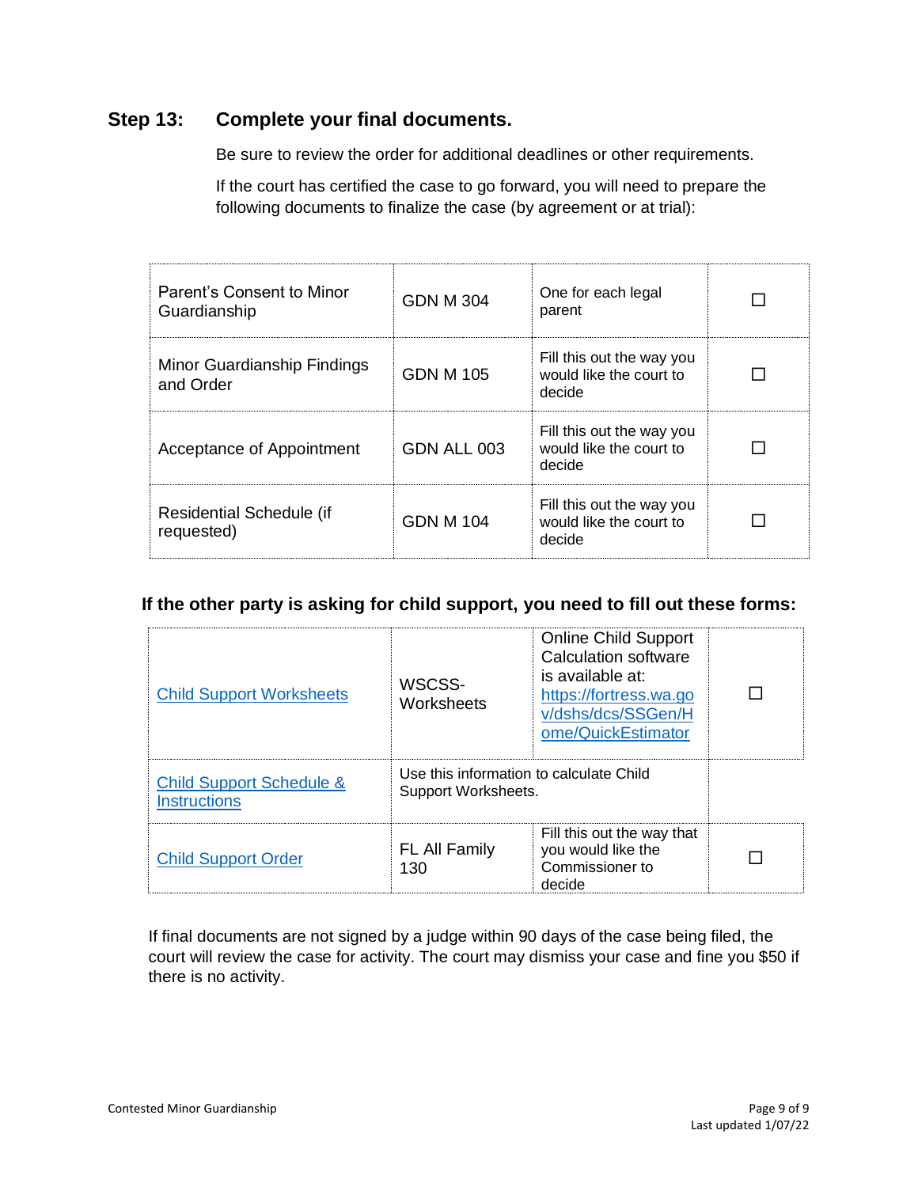## Step 13: Complete your final documents.

Be sure to review the order for additional deadlines or other requirements.

If the court has certified the case to go forward, you will need to prepare the following documents to finalize the case (by agreement or at trial):

| | | | |
|---|---|---|---|
| Parent's Consent to Minor Guardianship | GDN M 304 | One for each legal parent | ☐ |
| Minor Guardianship Findings and Order | GDN M 105 | Fill this out the way you would like the court to decide | ☐ |
| Acceptance of Appointment | GDN ALL 003 | Fill this out the way you would like the court to decide | ☐ |
| Residential Schedule (if requested) | GDN M 104 | Fill this out the way you would like the court to decide | ☐ |

**If the other party is asking for child support, you need to fill out these forms:**

| | | | |
|---|---|---|---|
| Child Support Worksheets | WSCSS-Worksheets | Online Child Support Calculation software is available at: https://fortress.wa.gov/dshs/dcs/SSGen/Home/QuickEstimator | ☐ |
| Child Support Schedule & Instructions | Use this information to calculate Child Support Worksheets. | | |
| Child Support Order | FL All Family 130 | Fill this out the way that you would like the Commissioner to decide | ☐ |

If final documents are not signed by a judge within 90 days of the case being filed, the court will review the case for activity. The court may dismiss your case and fine you $50 if there is no activity.